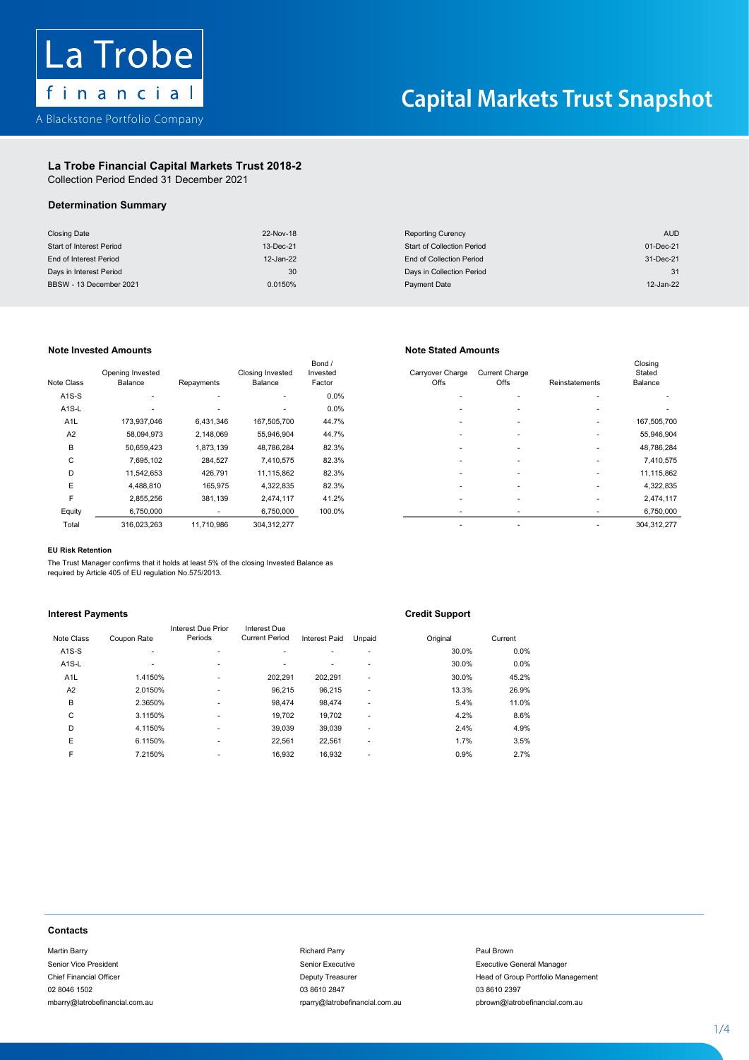La Trobe financial

A Blackstone Portfolio Company

# Capital Markets Trust Snapshot

## La Trobe Financial Capital Markets Trust 2018-2

Collection Period Ended 31 December 2021

### Determination Summary

| | | | |
|---|---|---|---|
| Closing Date | 22-Nov-18 | Reporting Curency | AUD |
| Start of Interest Period | 13-Dec-21 | Start of Collection Period | 01-Dec-21 |
| End of Interest Period | 12-Jan-22 | End of Collection Period | 31-Dec-21 |
| Days in Interest Period | 30 | Days in Collection Period | 31 |
| BBSW - 13 December 2021 | 0.0150% | Payment Date | 12-Jan-22 |

### Note Invested Amounts

| Note Class | Opening Invested Balance | Repayments | Closing Invested Balance | Bond / Invested Factor |
|---|---|---|---|---|
| A1S-S | - | - | - | 0.0% |
| A1S-L | - | - | - | 0.0% |
| A1L | 173,937,046 | 6,431,346 | 167,505,700 | 44.7% |
| A2 | 58,094,973 | 2,148,069 | 55,946,904 | 44.7% |
| B | 50,659,423 | 1,873,139 | 48,786,284 | 82.3% |
| C | 7,695,102 | 284,527 | 7,410,575 | 82.3% |
| D | 11,542,653 | 426,791 | 11,115,862 | 82.3% |
| E | 4,488,810 | 165,975 | 4,322,835 | 82.3% |
| F | 2,855,256 | 381,139 | 2,474,117 | 41.2% |
| Equity | 6,750,000 | - | 6,750,000 | 100.0% |
| Total | 316,023,263 | 11,710,986 | 304,312,277 | |

### Note Stated Amounts

| Carryover Charge Offs | Current Charge Offs | Reinstatements | Closing Stated Balance |
|---|---|---|---|
| - | - | - | - |
| - | - | - | - |
| - | - | - | 167,505,700 |
| - | - | - | 55,946,904 |
| - | - | - | 48,786,284 |
| - | - | - | 7,410,575 |
| - | - | - | 11,115,862 |
| - | - | - | 4,322,835 |
| - | - | - | 2,474,117 |
| - | - | - | 6,750,000 |
| - | - | - | 304,312,277 |

#### EU Risk Retention

The Trust Manager confirms that it holds at least 5% of the closing Invested Balance as required by Article 405 of EU regulation No.575/2013.

### Interest Payments

| Note Class | Coupon Rate | Interest Due Prior Periods | Interest Due Current Period | Interest Paid | Unpaid |
|---|---|---|---|---|---|
| A1S-S | - | - | - | - | - |
| A1S-L | - | - | - | - | - |
| A1L | 1.4150% | - | 202,291 | 202,291 | - |
| A2 | 2.0150% | - | 96,215 | 96,215 | - |
| B | 2.3650% | - | 98,474 | 98,474 | - |
| C | 3.1150% | - | 19,702 | 19,702 | - |
| D | 4.1150% | - | 39,039 | 39,039 | - |
| E | 6.1150% | - | 22,561 | 22,561 | - |
| F | 7.2150% | - | 16,932 | 16,932 | - |

### Credit Support

| Original | Current |
|---|---|
| 30.0% | 0.0% |
| 30.0% | 0.0% |
| 30.0% | 45.2% |
| 13.3% | 26.9% |
| 5.4% | 11.0% |
| 4.2% | 8.6% |
| 2.4% | 4.9% |
| 1.7% | 3.5% |
| 0.9% | 2.7% |

### Contacts

Martin Barry
Senior Vice President
Chief Financial Officer
02 8046 1502
mbarry@latrobefinancial.com.au

Richard Parry
Senior Executive
Deputy Treasurer
03 8610 2847
rparry@latrobefinancial.com.au

Paul Brown
Executive General Manager
Head of Group Portfolio Management
03 8610 2397
pbrown@latrobefinancial.com.au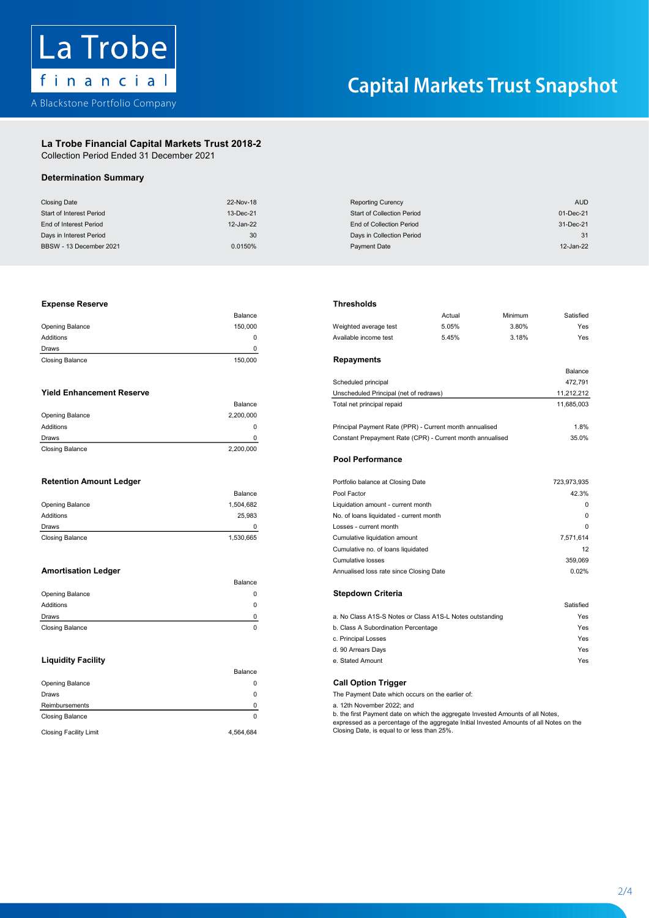La Trobe financial

A Blackstone Portfolio Company

# Capital Markets Trust Snapshot

## La Trobe Financial Capital Markets Trust 2018-2

Collection Period Ended 31 December 2021

### Determination Summary

| | | | |
|---|---|---|---|
| Closing Date | 22-Nov-18 | Reporting Curency | AUD |
| Start of Interest Period | 13-Dec-21 | Start of Collection Period | 01-Dec-21 |
| End of Interest Period | 12-Jan-22 | End of Collection Period | 31-Dec-21 |
| Days in Interest Period | 30 | Days in Collection Period | 31 |
| BBSW - 13 December 2021 | 0.0150% | Payment Date | 12-Jan-22 |

### Expense Reserve

| | Balance |
|---|---|
| Opening Balance | 150,000 |
| Additions | 0 |
| Draws | 0 |
| Closing Balance | 150,000 |

### Yield Enhancement Reserve

| | Balance |
|---|---|
| Opening Balance | 2,200,000 |
| Additions | 0 |
| Draws | 0 |
| Closing Balance | 2,200,000 |

### Retention Amount Ledger

| | Balance |
|---|---|
| Opening Balance | 1,504,682 |
| Additions | 25,983 |
| Draws | 0 |
| Closing Balance | 1,530,665 |

### Amortisation Ledger

| | Balance |
|---|---|
| Opening Balance | 0 |
| Additions | 0 |
| Draws | 0 |
| Closing Balance | 0 |

### Liquidity Facility

| | Balance |
|---|---|
| Opening Balance | 0 |
| Draws | 0 |
| Reimbursements | 0 |
| Closing Balance | 0 |
| Closing Facility Limit | 4,564,684 |

### Thresholds

| | Actual | Minimum | Satisfied |
|---|---|---|---|
| Weighted average test | 5.05% | 3.80% | Yes |
| Available income test | 5.45% | 3.18% | Yes |

### Repayments

| | Balance |
|---|---|
| Scheduled principal | 472,791 |
| Unscheduled Principal (net of redraws) | 11,212,212 |
| Total net principal repaid | 11,685,003 |
| Principal Payment Rate (PPR) - Current month annualised | 1.8% |
| Constant Prepayment Rate (CPR) - Current month annualised | 35.0% |

### Pool Performance

| | |
|---|---|
| Portfolio balance at Closing Date | 723,973,935 |
| Pool Factor | 42.3% |
| Liquidation amount - current month | 0 |
| No. of loans liquidated - current month | 0 |
| Losses - current month | 0 |
| Cumulative liquidation amount | 7,571,614 |
| Cumulative no. of loans liquidated | 12 |
| Cumulative losses | 359,069 |
| Annualised loss rate since Closing Date | 0.02% |

### Stepdown Criteria

| | Satisfied |
|---|---|
| a. No Class A1S-S Notes or Class A1S-L Notes outstanding | Yes |
| b. Class A Subordination Percentage | Yes |
| c. Principal Losses | Yes |
| d. 90 Arrears Days | Yes |
| e. Stated Amount | Yes |

### Call Option Trigger

The Payment Date which occurs on the earlier of:

a. 12th November 2022; and

b. the first Payment date on which the aggregate Invested Amounts of all Notes, expressed as a percentage of the aggregate Initial Invested Amounts of all Notes on the Closing Date, is equal to or less than 25%.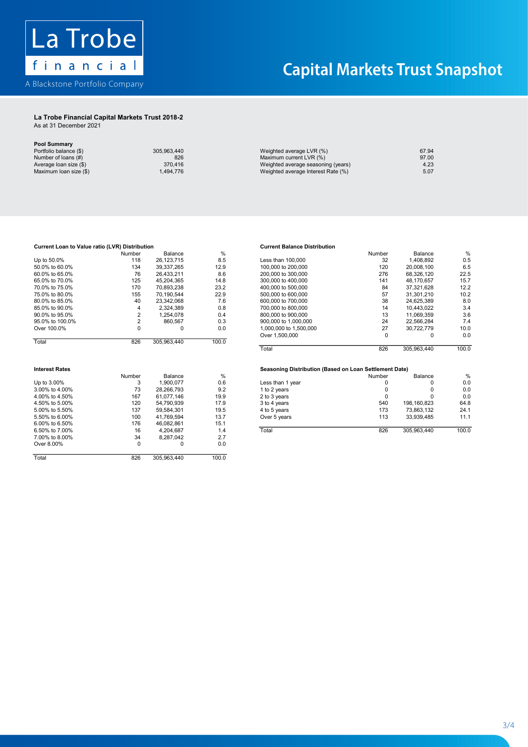# Capital Markets Trust Snapshot

La Trobe financial

A Blackstone Portfolio Company

## La Trobe Financial Capital Markets Trust 2018-2

As at 31 December 2021

### Pool Summary

| | | | |
|---|---|---|---|
| Portfolio balance ($) | 305,963,440 | Weighted average LVR (%) | 67.94 |
| Number of loans (#) | 826 | Maximum current LVR (%) | 97.00 |
| Average loan size ($) | 370,416 | Weighted average seasoning (years) | 4.23 |
| Maximum loan size ($) | 1,494,776 | Weighted average Interest Rate (%) | 5.07 |

### Current Loan to Value ratio (LVR) Distribution

| | Number | Balance | % |
|---|---|---|---|
| Up to 50.0% | 118 | 26,123,715 | 8.5 |
| 50.0% to 60.0% | 134 | 39,337,265 | 12.9 |
| 60.0% to 65.0% | 76 | 26,433,211 | 8.6 |
| 65.0% to 70.0% | 125 | 45,204,365 | 14.8 |
| 70.0% to 75.0% | 170 | 70,893,238 | 23.2 |
| 75.0% to 80.0% | 155 | 70,190,544 | 22.9 |
| 80.0% to 85.0% | 40 | 23,342,068 | 7.6 |
| 85.0% to 90.0% | 4 | 2,324,389 | 0.8 |
| 90.0% to 95.0% | 2 | 1,254,078 | 0.4 |
| 95.0% to 100.0% | 2 | 860,567 | 0.3 |
| Over 100.0% | 0 | 0 | 0.0 |
| Total | 826 | 305,963,440 | 100.0 |

### Current Balance Distribution

| | Number | Balance | % |
|---|---|---|---|
| Less than 100,000 | 32 | 1,408,892 | 0.5 |
| 100,000 to 200,000 | 120 | 20,008,100 | 6.5 |
| 200,000 to 300,000 | 276 | 68,326,120 | 22.5 |
| 300,000 to 400,000 | 141 | 48,170,657 | 15.7 |
| 400,000 to 500,000 | 84 | 37,321,628 | 12.2 |
| 500,000 to 600,000 | 57 | 31,301,210 | 10.2 |
| 600,000 to 700,000 | 38 | 24,625,389 | 8.0 |
| 700,000 to 800,000 | 14 | 10,443,022 | 3.4 |
| 800,000 to 900,000 | 13 | 11,069,359 | 3.6 |
| 900,000 to 1,000,000 | 24 | 22,566,284 | 7.4 |
| 1,000,000 to 1,500,000 | 27 | 30,722,779 | 10.0 |
| Over 1,500,000 | 0 | 0 | 0.0 |
| Total | 826 | 305,963,440 | 100.0 |

### Interest Rates

| | Number | Balance | % |
|---|---|---|---|
| Up to 3.00% | 3 | 1,900,077 | 0.6 |
| 3.00% to 4.00% | 73 | 28,266,793 | 9.2 |
| 4.00% to 4.50% | 167 | 61,077,146 | 19.9 |
| 4.50% to 5.00% | 120 | 54,790,939 | 17.9 |
| 5.00% to 5.50% | 137 | 59,584,301 | 19.5 |
| 5.50% to 6.00% | 100 | 41,769,594 | 13.7 |
| 6.00% to 6.50% | 176 | 46,082,861 | 15.1 |
| 6.50% to 7.00% | 16 | 4,204,687 | 1.4 |
| 7.00% to 8.00% | 34 | 8,287,042 | 2.7 |
| Over 8.00% | 0 | 0 | 0.0 |
| Total | 826 | 305,963,440 | 100.0 |

### Seasoning Distribution (Based on Loan Settlement Date)

| | Number | Balance | % |
|---|---|---|---|
| Less than 1 year | 0 | 0 | 0.0 |
| 1 to 2 years | 0 | 0 | 0.0 |
| 2 to 3 years | 0 | 0 | 0.0 |
| 3 to 4 years | 540 | 198,160,823 | 64.8 |
| 4 to 5 years | 173 | 73,863,132 | 24.1 |
| Over 5 years | 113 | 33,939,485 | 11.1 |
| Total | 826 | 305,963,440 | 100.0 |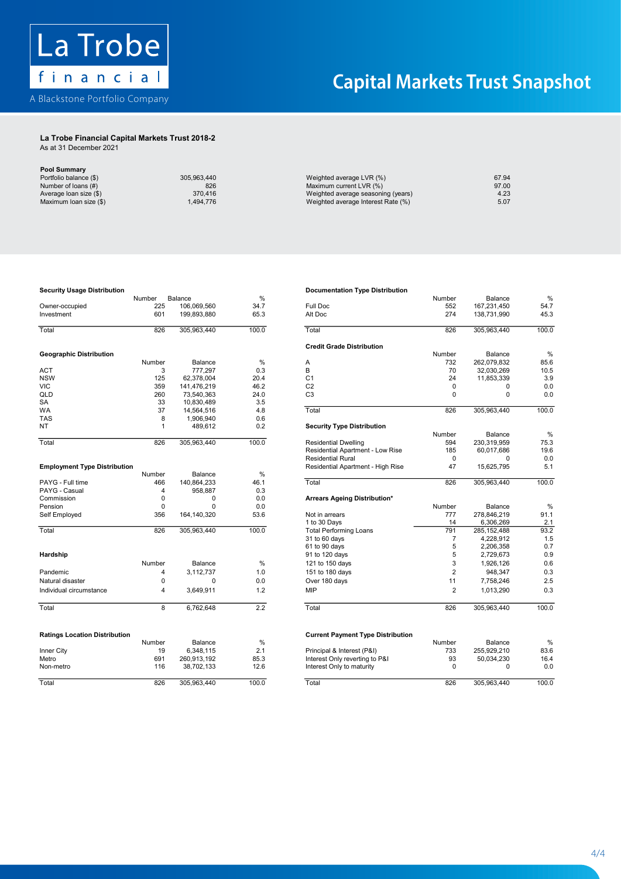# Capital Markets Trust Snapshot

La Trobe financial

A Blackstone Portfolio Company

**La Trobe Financial Capital Markets Trust 2018-2**
As at 31 December 2021

**Pool Summary**

| | |
|---|---|
| Portfolio balance ($) | 305,963,440 |
| Number of loans (#) | 826 |
| Average loan size ($) | 370,416 |
| Maximum loan size ($) | 1,494,776 |
| Weighted average LVR (%) | 67.94 |
| Maximum current LVR (%) | 97.00 |
| Weighted average seasoning (years) | 4.23 |
| Weighted average Interest Rate (%) | 5.07 |

**Security Usage Distribution**

| | Number | Balance | % |
|---|---|---|---|
| Owner-occupied | 225 | 106,069,560 | 34.7 |
| Investment | 601 | 199,893,880 | 65.3 |
| Total | 826 | 305,963,440 | 100.0 |

**Geographic Distribution**

| | Number | Balance | % |
|---|---|---|---|
| ACT | 3 | 777,297 | 0.3 |
| NSW | 125 | 62,378,004 | 20.4 |
| VIC | 359 | 141,476,219 | 46.2 |
| QLD | 260 | 73,540,363 | 24.0 |
| SA | 33 | 10,830,489 | 3.5 |
| WA | 37 | 14,564,516 | 4.8 |
| TAS | 8 | 1,906,940 | 0.6 |
| NT | 1 | 489,612 | 0.2 |
| Total | 826 | 305,963,440 | 100.0 |

**Employment Type Distribution**

| | Number | Balance | % |
|---|---|---|---|
| PAYG - Full time | 466 | 140,864,233 | 46.1 |
| PAYG - Casual | 4 | 958,887 | 0.3 |
| Commission | 0 | 0 | 0.0 |
| Pension | 0 | 0 | 0.0 |
| Self Employed | 356 | 164,140,320 | 53.6 |
| Total | 826 | 305,963,440 | 100.0 |

**Hardship**

| | Number | Balance | % |
|---|---|---|---|
| Pandemic | 4 | 3,112,737 | 1.0 |
| Natural disaster | 0 | 0 | 0.0 |
| Individual circumstance | 4 | 3,649,911 | 1.2 |
| Total | 8 | 6,762,648 | 2.2 |

**Ratings Location Distribution**

| | Number | Balance | % |
|---|---|---|---|
| Inner City | 19 | 6,348,115 | 2.1 |
| Metro | 691 | 260,913,192 | 85.3 |
| Non-metro | 116 | 38,702,133 | 12.6 |
| Total | 826 | 305,963,440 | 100.0 |

**Documentation Type Distribution**

| | Number | Balance | % |
|---|---|---|---|
| Full Doc | 552 | 167,231,450 | 54.7 |
| Alt Doc | 274 | 138,731,990 | 45.3 |
| Total | 826 | 305,963,440 | 100.0 |

**Credit Grade Distribution**

| | Number | Balance | % |
|---|---|---|---|
| A | 732 | 262,079,832 | 85.6 |
| B | 70 | 32,030,269 | 10.5 |
| C1 | 24 | 11,853,339 | 3.9 |
| C2 | 0 | 0 | 0.0 |
| C3 | 0 | 0 | 0.0 |
| Total | 826 | 305,963,440 | 100.0 |

**Security Type Distribution**

| | Number | Balance | % |
|---|---|---|---|
| Residential Dwelling | 594 | 230,319,959 | 75.3 |
| Residential Apartment - Low Rise | 185 | 60,017,686 | 19.6 |
| Residential Rural | 0 | 0 | 0.0 |
| Residential Apartment - High Rise | 47 | 15,625,795 | 5.1 |
| Total | 826 | 305,963,440 | 100.0 |

**Arrears Ageing Distribution***

| | Number | Balance | % |
|---|---|---|---|
| Not in arrears | 777 | 278,846,219 | 91.1 |
| 1 to 30 Days | 14 | 6,306,269 | 2.1 |
| Total Performing Loans | 791 | 285,152,488 | 93.2 |
| 31 to 60 days | 7 | 4,228,912 | 1.5 |
| 61 to 90 days | 5 | 2,206,358 | 0.7 |
| 91 to 120 days | 5 | 2,729,673 | 0.9 |
| 121 to 150 days | 3 | 1,926,126 | 0.6 |
| 151 to 180 days | 2 | 948,347 | 0.3 |
| Over 180 days | 11 | 7,758,246 | 2.5 |
| MIP | 2 | 1,013,290 | 0.3 |
| Total | 826 | 305,963,440 | 100.0 |

**Current Payment Type Distribution**

| | Number | Balance | % |
|---|---|---|---|
| Principal & Interest (P&I) | 733 | 255,929,210 | 83.6 |
| Interest Only reverting to P&I | 93 | 50,034,230 | 16.4 |
| Interest Only to maturity | 0 | 0 | 0.0 |
| Total | 826 | 305,963,440 | 100.0 |